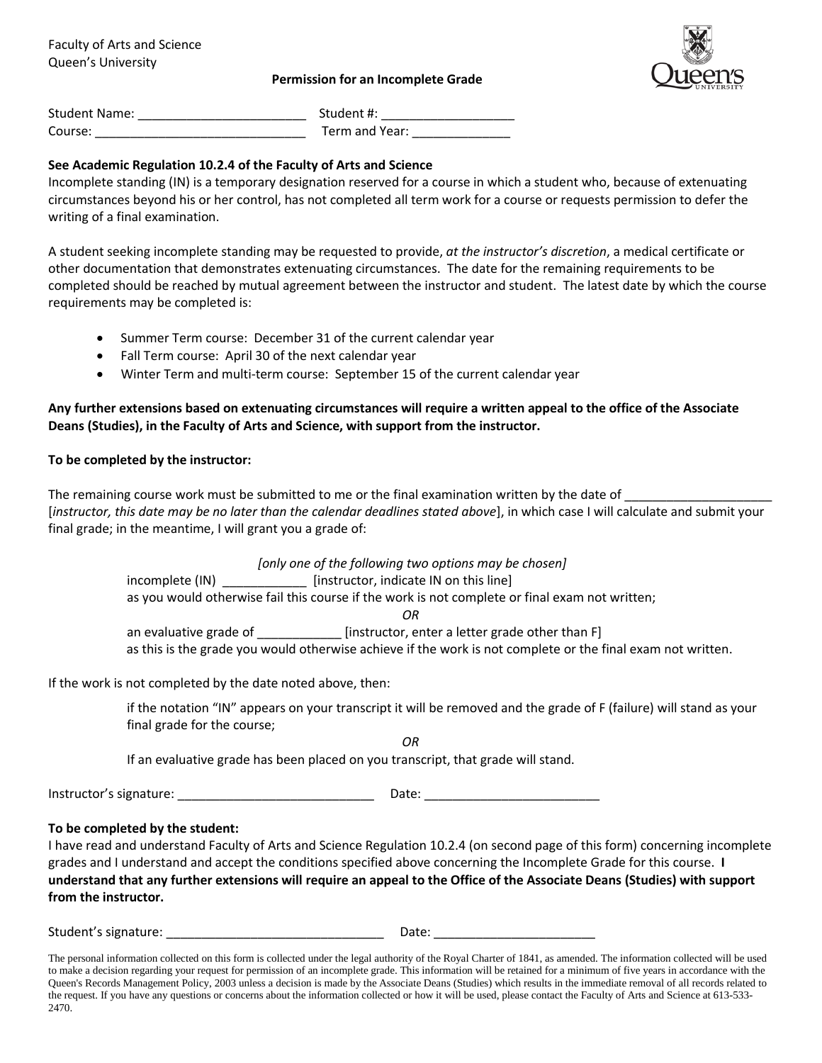Faculty of Arts and Science
Queen's University

**Permission for an Incomplete Grade**

Student Name: ________________________ Student #: ___________________
Course: ______________________________ Term and Year: ______________

**See Academic Regulation 10.2.4 of the Faculty of Arts and Science**
Incomplete standing (IN) is a temporary designation reserved for a course in which a student who, because of extenuating circumstances beyond his or her control, has not completed all term work for a course or requests permission to defer the writing of a final examination.

A student seeking incomplete standing may be requested to provide, *at the instructor's discretion*, a medical certificate or other documentation that demonstrates extenuating circumstances. The date for the remaining requirements to be completed should be reached by mutual agreement between the instructor and student. The latest date by which the course requirements may be completed is:

- Summer Term course: December 31 of the current calendar year
- Fall Term course: April 30 of the next calendar year
- Winter Term and multi-term course: September 15 of the current calendar year

**Any further extensions based on extenuating circumstances will require a written appeal to the office of the Associate Deans (Studies), in the Faculty of Arts and Science, with support from the instructor.**

**To be completed by the instructor:**

The remaining course work must be submitted to me or the final examination written by the date of _____________________ [*instructor, this date may be no later than the calendar deadlines stated above*], in which case I will calculate and submit your final grade; in the meantime, I will grant you a grade of:

*[only one of the following two options may be chosen]*

incomplete (IN) ____________ [instructor, indicate IN on this line]
as you would otherwise fail this course if the work is not complete or final exam not written;

*OR*

an evaluative grade of ____________ [instructor, enter a letter grade other than F]
as this is the grade you would otherwise achieve if the work is not complete or the final exam not written.

If the work is not completed by the date noted above, then:

if the notation "IN" appears on your transcript it will be removed and the grade of F (failure) will stand as your final grade for the course;

*OR*

If an evaluative grade has been placed on you transcript, that grade will stand.

Instructor's signature: ____________________________ Date: _________________________

**To be completed by the student:**
I have read and understand Faculty of Arts and Science Regulation 10.2.4 (on second page of this form) concerning incomplete grades and I understand and accept the conditions specified above concerning the Incomplete Grade for this course. **I understand that any further extensions will require an appeal to the Office of the Associate Deans (Studies) with support from the instructor.**

Student's signature: _______________________________ Date: _______________________

The personal information collected on this form is collected under the legal authority of the Royal Charter of 1841, as amended. The information collected will be used to make a decision regarding your request for permission of an incomplete grade. This information will be retained for a minimum of five years in accordance with the Queen's Records Management Policy, 2003 unless a decision is made by the Associate Deans (Studies) which results in the immediate removal of all records related to the request. If you have any questions or concerns about the information collected or how it will be used, please contact the Faculty of Arts and Science at 613-533-2470.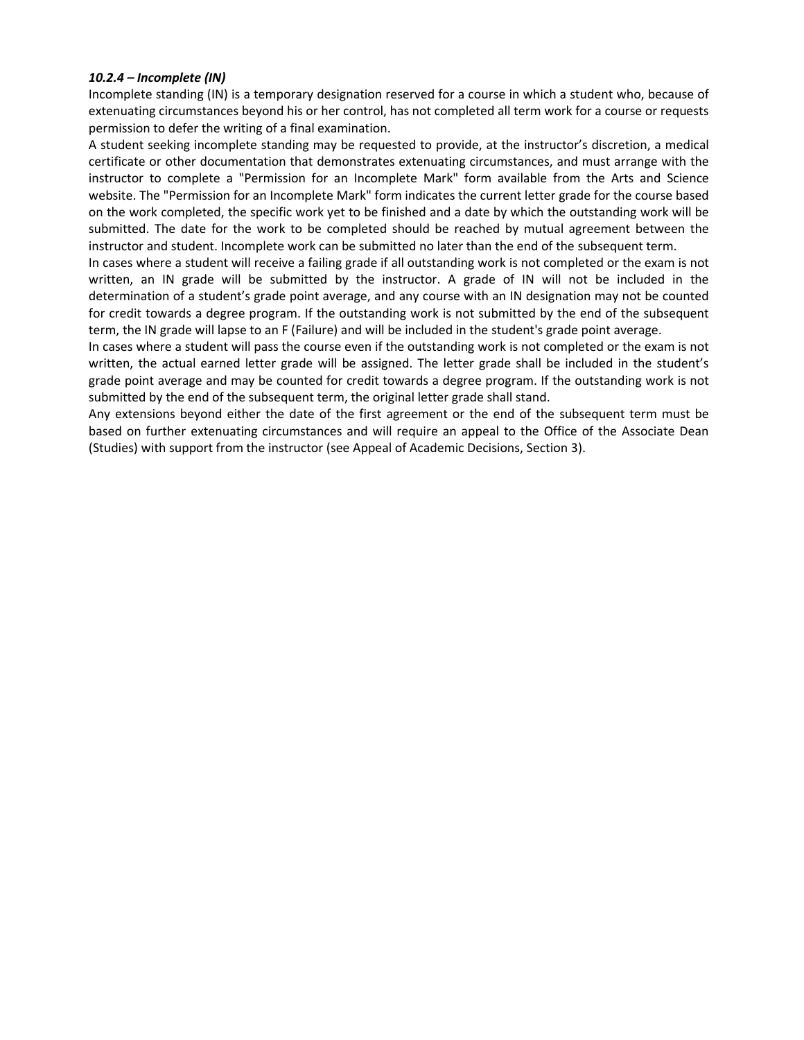### *10.2.4 – Incomplete (IN)*

Incomplete standing (IN) is a temporary designation reserved for a course in which a student who, because of extenuating circumstances beyond his or her control, has not completed all term work for a course or requests permission to defer the writing of a final examination.

A student seeking incomplete standing may be requested to provide, at the instructor's discretion, a medical certificate or other documentation that demonstrates extenuating circumstances, and must arrange with the instructor to complete a "Permission for an Incomplete Mark" form available from the Arts and Science website. The "Permission for an Incomplete Mark" form indicates the current letter grade for the course based on the work completed, the specific work yet to be finished and a date by which the outstanding work will be submitted. The date for the work to be completed should be reached by mutual agreement between the instructor and student. Incomplete work can be submitted no later than the end of the subsequent term.

In cases where a student will receive a failing grade if all outstanding work is not completed or the exam is not written, an IN grade will be submitted by the instructor. A grade of IN will not be included in the determination of a student's grade point average, and any course with an IN designation may not be counted for credit towards a degree program. If the outstanding work is not submitted by the end of the subsequent term, the IN grade will lapse to an F (Failure) and will be included in the student's grade point average.

In cases where a student will pass the course even if the outstanding work is not completed or the exam is not written, the actual earned letter grade will be assigned. The letter grade shall be included in the student's grade point average and may be counted for credit towards a degree program. If the outstanding work is not submitted by the end of the subsequent term, the original letter grade shall stand.

Any extensions beyond either the date of the first agreement or the end of the subsequent term must be based on further extenuating circumstances and will require an appeal to the Office of the Associate Dean (Studies) with support from the instructor (see Appeal of Academic Decisions, Section 3).